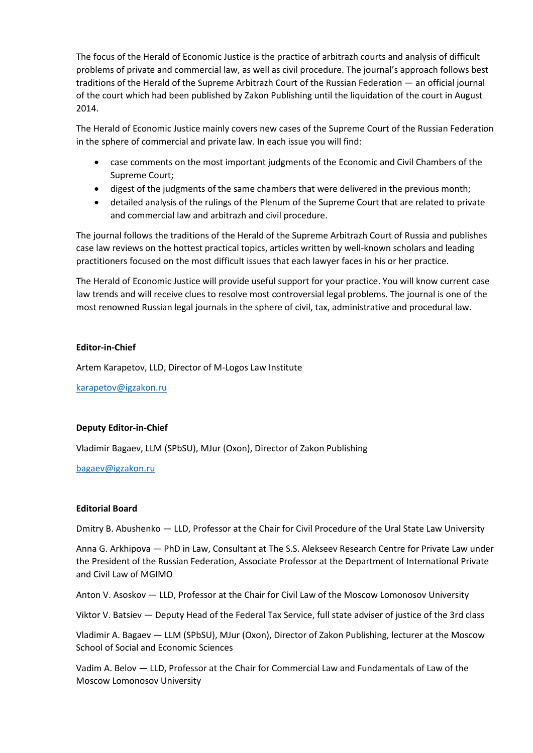The focus of the Herald of Economic Justice is the practice of arbitrazh courts and analysis of difficult problems of private and commercial law, as well as civil procedure. The journal's approach follows best traditions of the Herald of the Supreme Arbitrazh Court of the Russian Federation — an official journal of the court which had been published by Zakon Publishing until the liquidation of the court in August 2014.

The Herald of Economic Justice mainly covers new cases of the Supreme Court of the Russian Federation in the sphere of commercial and private law. In each issue you will find:

- case comments on the most important judgments of the Economic and Civil Chambers of the Supreme Court;
- digest of the judgments of the same chambers that were delivered in the previous month;
- detailed analysis of the rulings of the Plenum of the Supreme Court that are related to private and commercial law and arbitrazh and civil procedure.

The journal follows the traditions of the Herald of the Supreme Arbitrazh Court of Russia and publishes case law reviews on the hottest practical topics, articles written by well-known scholars and leading practitioners focused on the most difficult issues that each lawyer faces in his or her practice.

The Herald of Economic Justice will provide useful support for your practice. You will know current case law trends and will receive clues to resolve most controversial legal problems. The journal is one of the most renowned Russian legal journals in the sphere of civil, tax, administrative and procedural law.

**Editor-in-Chief**

Artem Karapetov, LLD, Director of M-Logos Law Institute

karapetov@igzakon.ru

**Deputy Editor-in-Chief**

Vladimir Bagaev, LLM (SPbSU), MJur (Oxon), Director of Zakon Publishing

bagaev@igzakon.ru

**Editorial Board**

Dmitry B. Abushenko — LLD, Professor at the Chair for Civil Procedure of the Ural State Law University

Anna G. Arkhipova — PhD in Law, Consultant at The S.S. Alekseev Research Centre for Private Law under the President of the Russian Federation, Associate Professor at the Department of International Private and Civil Law of MGIMO

Anton V. Asoskov — LLD, Professor at the Chair for Civil Law of the Moscow Lomonosov University

Viktor V. Batsiev — Deputy Head of the Federal Tax Service, full state adviser of justice of the 3rd class

Vladimir A. Bagaev — LLM (SPbSU), MJur (Oxon), Director of Zakon Publishing, lecturer at the Moscow School of Social and Economic Sciences

Vadim A. Belov — LLD, Professor at the Chair for Commercial Law and Fundamentals of Law of the Moscow Lomonosov University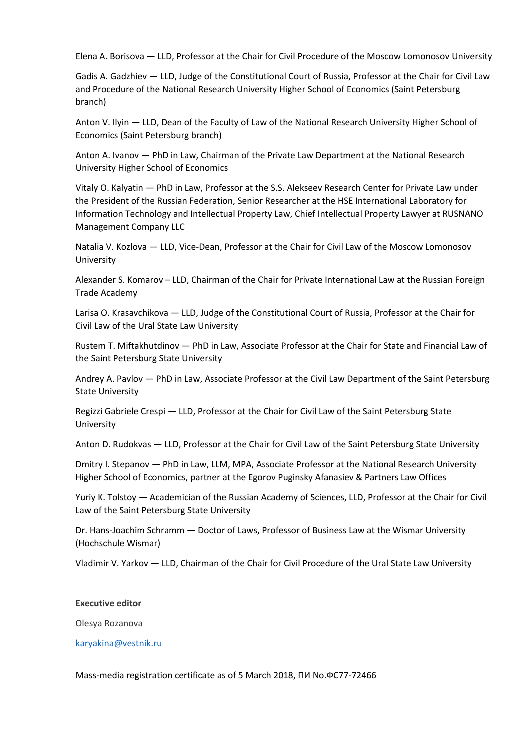Elena A. Borisova — LLD, Professor at the Chair for Civil Procedure of the Moscow Lomonosov University

Gadis A. Gadzhiev — LLD, Judge of the Constitutional Court of Russia, Professor at the Chair for Civil Law and Procedure of the National Research University Higher School of Economics (Saint Petersburg branch)

Anton V. Ilyin — LLD, Dean of the Faculty of Law of the National Research University Higher School of Economics (Saint Petersburg branch)

Anton A. Ivanov — PhD in Law, Chairman of the Private Law Department at the National Research University Higher School of Economics

Vitaly O. Kalyatin — PhD in Law, Professor at the S.S. Alekseev Research Center for Private Law under the President of the Russian Federation, Senior Researcher at the HSE International Laboratory for Information Technology and Intellectual Property Law, Chief Intellectual Property Lawyer at RUSNANO Management Company LLC

Natalia V. Kozlova — LLD, Vice-Dean, Professor at the Chair for Civil Law of the Moscow Lomonosov University

Alexander S. Komarov – LLD, Chairman of the Chair for Private International Law at the Russian Foreign Trade Academy

Larisa O. Krasavchikova — LLD, Judge of the Constitutional Court of Russia, Professor at the Chair for Civil Law of the Ural State Law University

Rustem T. Miftakhutdinov — PhD in Law, Associate Professor at the Chair for State and Financial Law of the Saint Petersburg State University

Andrey A. Pavlov — PhD in Law, Associate Professor at the Civil Law Department of the Saint Petersburg State University

Regizzi Gabriele Crespi — LLD, Professor at the Chair for Civil Law of the Saint Petersburg State University

Anton D. Rudokvas — LLD, Professor at the Chair for Civil Law of the Saint Petersburg State University

Dmitry I. Stepanov — PhD in Law, LLM, MPA, Associate Professor at the National Research University Higher School of Economics, partner at the Egorov Puginsky Afanasiev & Partners Law Offices

Yuriy K. Tolstoy — Academician of the Russian Academy of Sciences, LLD, Professor at the Chair for Civil Law of the Saint Petersburg State University

Dr. Hans-Joachim Schramm — Doctor of Laws, Professor of Business Law at the Wismar University (Hochschule Wismar)

Vladimir V. Yarkov — LLD, Chairman of the Chair for Civil Procedure of the Ural State Law University

**Executive editor**

Olesya Rozanova

karyakina@vestnik.ru

Mass-media registration certificate as of 5 March 2018, ПИ No.ФС77-72466